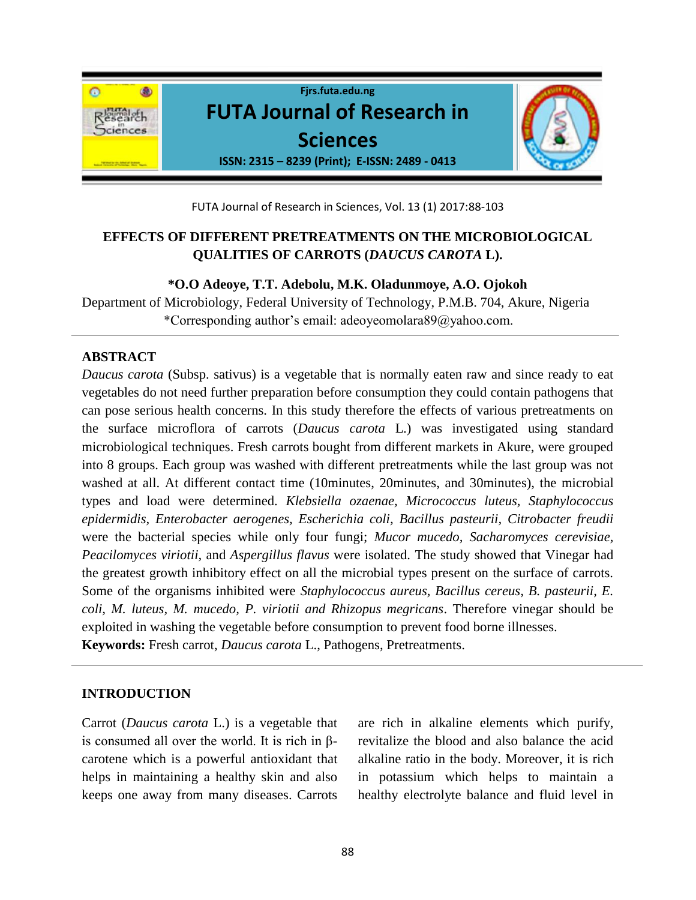# EFFECTS OF DIFFERENT PRETREATMENTS ON THE MICROBIOLOGICAL QUALITIES OF CARROTS (*DAUCUS CAROTA* L).

**\*O.O Adeoye, T.T. Adebolu, M.K. Oladunmoye, A.O. Ojokoh**

Department of Microbiology, Federal University of Technology, P.M.B. 704, Akure, Nigeria

\*Corresponding author's email: adeoyeomolara89@yahoo.com.

## ABSTRACT

*Daucus carota* (Subsp. sativus) is a vegetable that is normally eaten raw and since ready to eat vegetables do not need further preparation before consumption they could contain pathogens that can pose serious health concerns. In this study therefore the effects of various pretreatments on the surface microflora of carrots (*Daucus carota* L.) was investigated using standard microbiological techniques. Fresh carrots bought from different markets in Akure, were grouped into 8 groups. Each group was washed with different pretreatments while the last group was not washed at all. At different contact time (10minutes, 20minutes, and 30minutes), the microbial types and load were determined. *Klebsiella ozaenae, Micrococcus luteus, Staphylococcus epidermidis, Enterobacter aerogenes, Escherichia coli, Bacillus pasteurii, Citrobacter freudii* were the bacterial species while only four fungi; *Mucor mucedo, Sacharomyces cerevisiae, Peacilomyces viriotii*, and *Aspergillus flavus* were isolated. The study showed that Vinegar had the greatest growth inhibitory effect on all the microbial types present on the surface of carrots. Some of the organisms inhibited were *Staphylococcus aureus, Bacillus cereus, B. pasteurii, E. coli, M. luteus, M. mucedo, P. viriotii and Rhizopus megricans*. Therefore vinegar should be exploited in washing the vegetable before consumption to prevent food borne illnesses.

**Keywords:** Fresh carrot, *Daucus carota* L., Pathogens, Pretreatments.

## INTRODUCTION

Carrot (*Daucus carota* L.) is a vegetable that is consumed all over the world. It is rich in β-carotene which is a powerful antioxidant that helps in maintaining a healthy skin and also keeps one away from many diseases. Carrots are rich in alkaline elements which purify, revitalize the blood and also balance the acid alkaline ratio in the body. Moreover, it is rich in potassium which helps to maintain a healthy electrolyte balance and fluid level in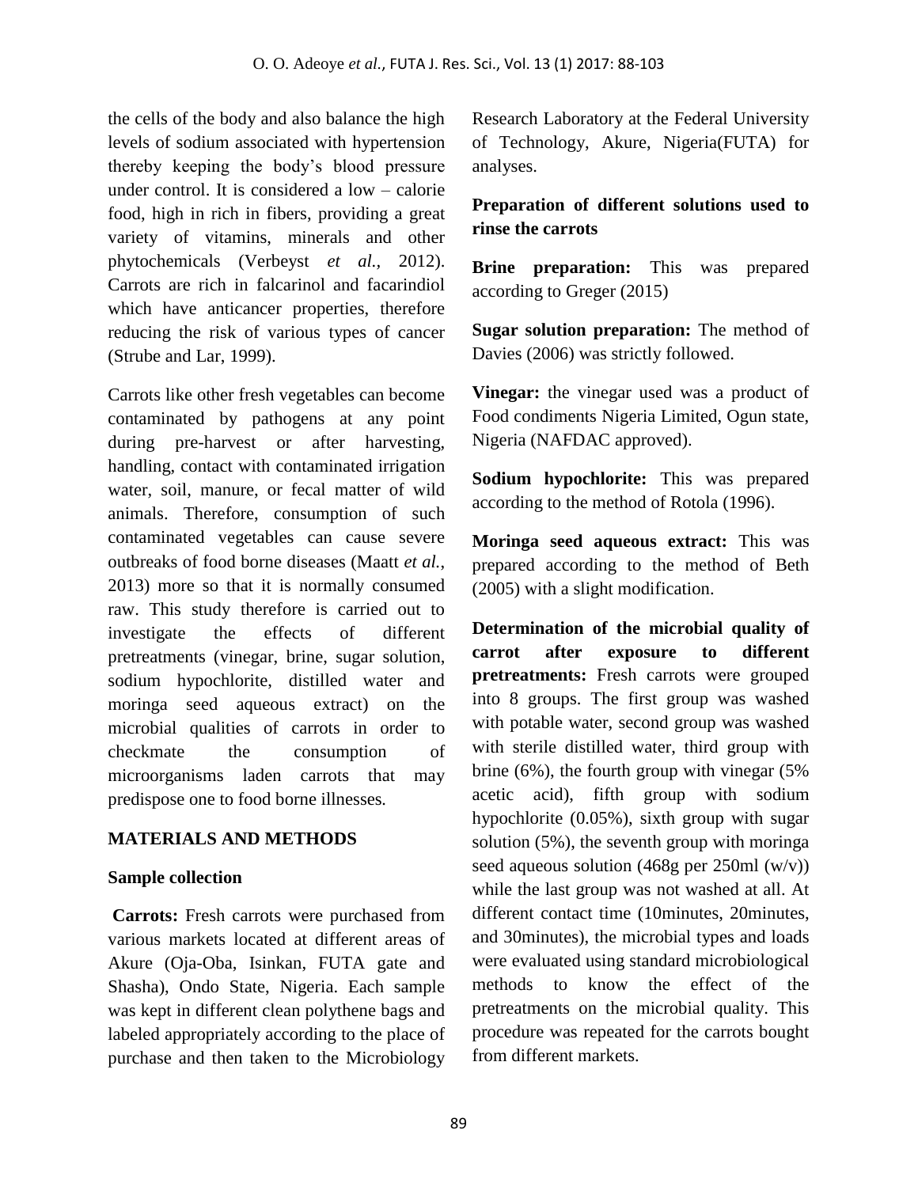the cells of the body and also balance the high levels of sodium associated with hypertension thereby keeping the body's blood pressure under control. It is considered a low – calorie food, high in rich in fibers, providing a great variety of vitamins, minerals and other phytochemicals (Verbeyst *et al.,* 2012). Carrots are rich in falcarinol and facarindiol which have anticancer properties, therefore reducing the risk of various types of cancer (Strube and Lar, 1999).

Carrots like other fresh vegetables can become contaminated by pathogens at any point during pre-harvest or after harvesting, handling, contact with contaminated irrigation water, soil, manure, or fecal matter of wild animals. Therefore, consumption of such contaminated vegetables can cause severe outbreaks of food borne diseases (Maatt *et al.*, 2013) more so that it is normally consumed raw. This study therefore is carried out to investigate the effects of different pretreatments (vinegar, brine, sugar solution, sodium hypochlorite, distilled water and moringa seed aqueous extract) on the microbial qualities of carrots in order to checkmate the consumption of microorganisms laden carrots that may predispose one to food borne illnesses.

## MATERIALS AND METHODS

### Sample collection

**Carrots:** Fresh carrots were purchased from various markets located at different areas of Akure (Oja-Oba, Isinkan, FUTA gate and Shasha), Ondo State, Nigeria. Each sample was kept in different clean polythene bags and labeled appropriately according to the place of purchase and then taken to the Microbiology Research Laboratory at the Federal University of Technology, Akure, Nigeria(FUTA) for analyses.

### Preparation of different solutions used to rinse the carrots

**Brine preparation:** This was prepared according to Greger (2015)

**Sugar solution preparation:** The method of Davies (2006) was strictly followed.

**Vinegar:** the vinegar used was a product of Food condiments Nigeria Limited, Ogun state, Nigeria (NAFDAC approved).

**Sodium hypochlorite:** This was prepared according to the method of Rotola (1996).

**Moringa seed aqueous extract:** This was prepared according to the method of Beth (2005) with a slight modification.

**Determination of the microbial quality of carrot after exposure to different pretreatments:** Fresh carrots were grouped into 8 groups. The first group was washed with potable water, second group was washed with sterile distilled water, third group with brine (6%), the fourth group with vinegar (5% acetic acid), fifth group with sodium hypochlorite (0.05%), sixth group with sugar solution (5%), the seventh group with moringa seed aqueous solution (468g per 250ml (w/v)) while the last group was not washed at all. At different contact time (10minutes, 20minutes, and 30minutes), the microbial types and loads were evaluated using standard microbiological methods to know the effect of the pretreatments on the microbial quality. This procedure was repeated for the carrots bought from different markets.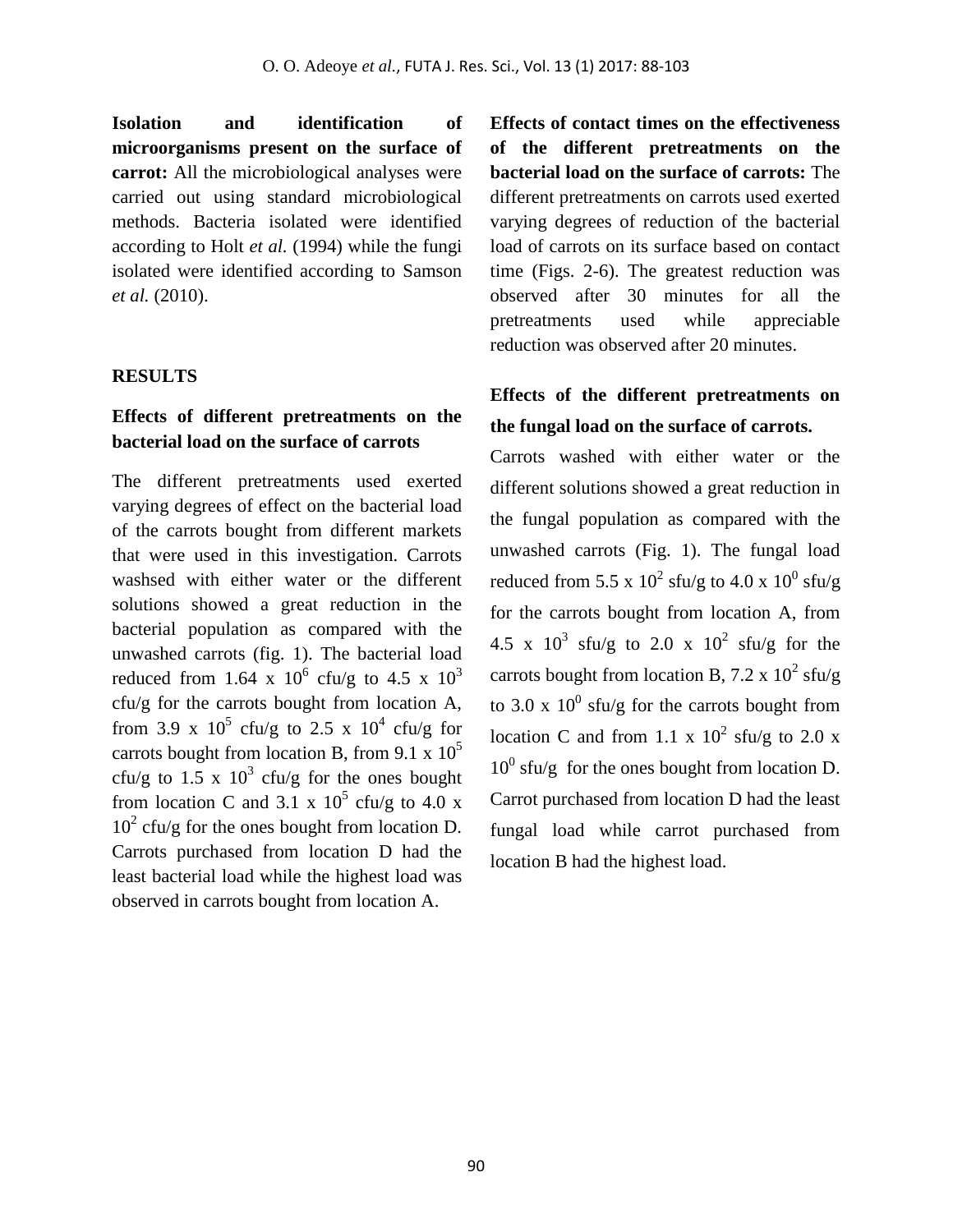**Isolation and identification of microorganisms present on the surface of carrot:** All the microbiological analyses were carried out using standard microbiological methods. Bacteria isolated were identified according to Holt *et al.* (1994) while the fungi isolated were identified according to Samson *et al.* (2010).

## RESULTS

### Effects of different pretreatments on the bacterial load on the surface of carrots

The different pretreatments used exerted varying degrees of effect on the bacterial load of the carrots bought from different markets that were used in this investigation. Carrots washsed with either water or the different solutions showed a great reduction in the bacterial population as compared with the unwashed carrots (fig. 1). The bacterial load reduced from 1.64 x $10^6$ cfu/g to 4.5 x $10^3$ cfu/g for the carrots bought from location A, from 3.9 x $10^5$ cfu/g to 2.5 x $10^4$ cfu/g for carrots bought from location B, from 9.1 x $10^5$ cfu/g to 1.5 x $10^3$ cfu/g for the ones bought from location C and 3.1 x $10^5$ cfu/g to 4.0 x $10^2$ cfu/g for the ones bought from location D. Carrots purchased from location D had the least bacterial load while the highest load was observed in carrots bought from location A.

**Effects of contact times on the effectiveness of the different pretreatments on the bacterial load on the surface of carrots:** The different pretreatments on carrots used exerted varying degrees of reduction of the bacterial load of carrots on its surface based on contact time (Figs. 2-6). The greatest reduction was observed after 30 minutes for all the pretreatments used while appreciable reduction was observed after 20 minutes.

### Effects of the different pretreatments on the fungal load on the surface of carrots.

Carrots washed with either water or the different solutions showed a great reduction in the fungal population as compared with the unwashed carrots (Fig. 1). The fungal load reduced from 5.5 x $10^2$ sfu/g to 4.0 x $10^0$ sfu/g for the carrots bought from location A, from 4.5 x $10^3$ sfu/g to 2.0 x $10^2$ sfu/g for the carrots bought from location B, 7.2 x $10^2$ sfu/g to 3.0 x $10^0$ sfu/g for the carrots bought from location C and from 1.1 x $10^2$ sfu/g to 2.0 x $10^0$ sfu/g for the ones bought from location D. Carrot purchased from location D had the least fungal load while carrot purchased from location B had the highest load.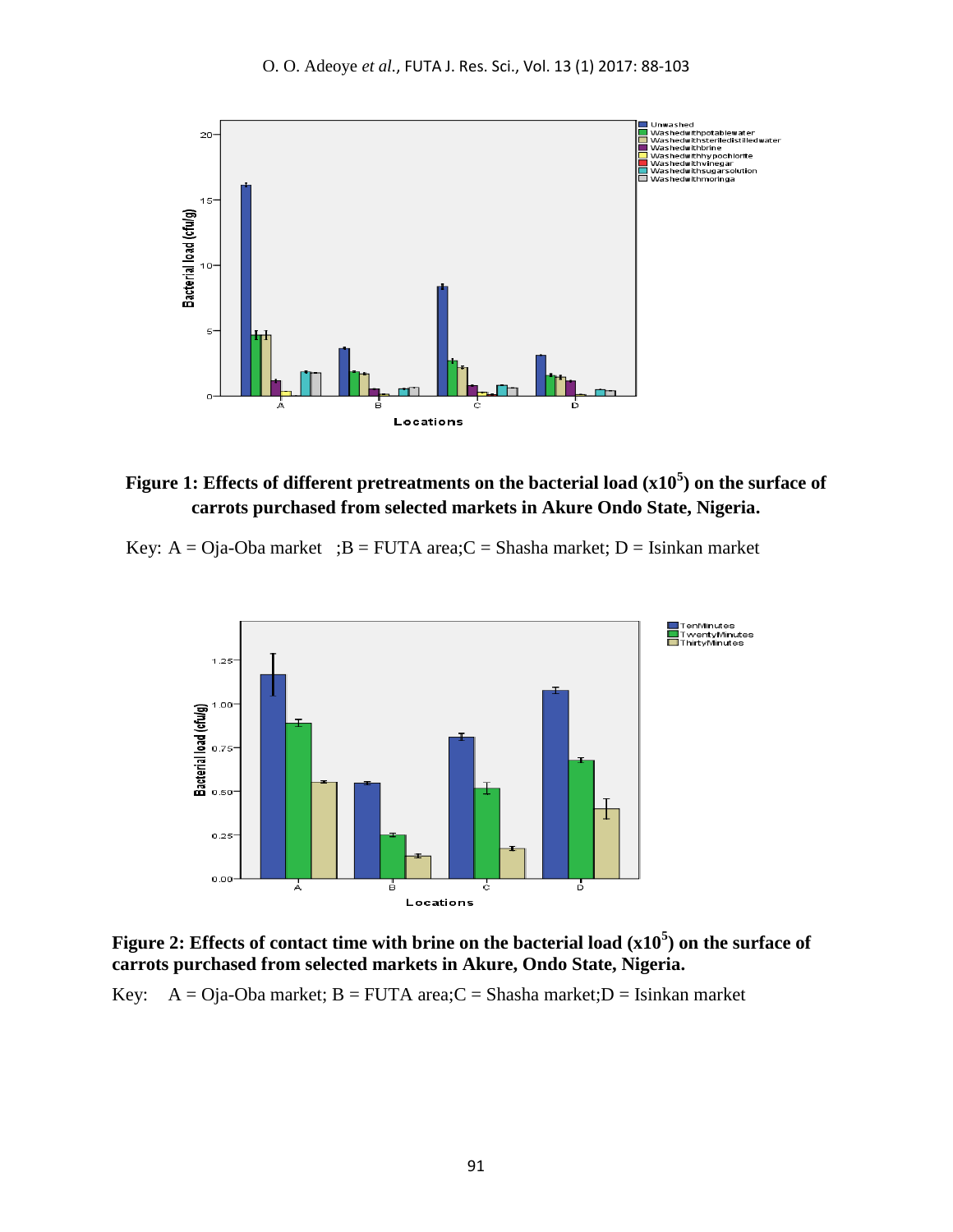**Figure 1: Effects of different pretreatments on the bacterial load ($x10^5$) on the surface of carrots purchased from selected markets in Akure Ondo State, Nigeria.**

Key: A = Oja-Oba market ;B = FUTA area;C = Shasha market; D = Isinkan market

**Figure 2: Effects of contact time with brine on the bacterial load ($x10^5$) on the surface of carrots purchased from selected markets in Akure, Ondo State, Nigeria.**

Key: A = Oja-Oba market; B = FUTA area;C = Shasha market;D = Isinkan market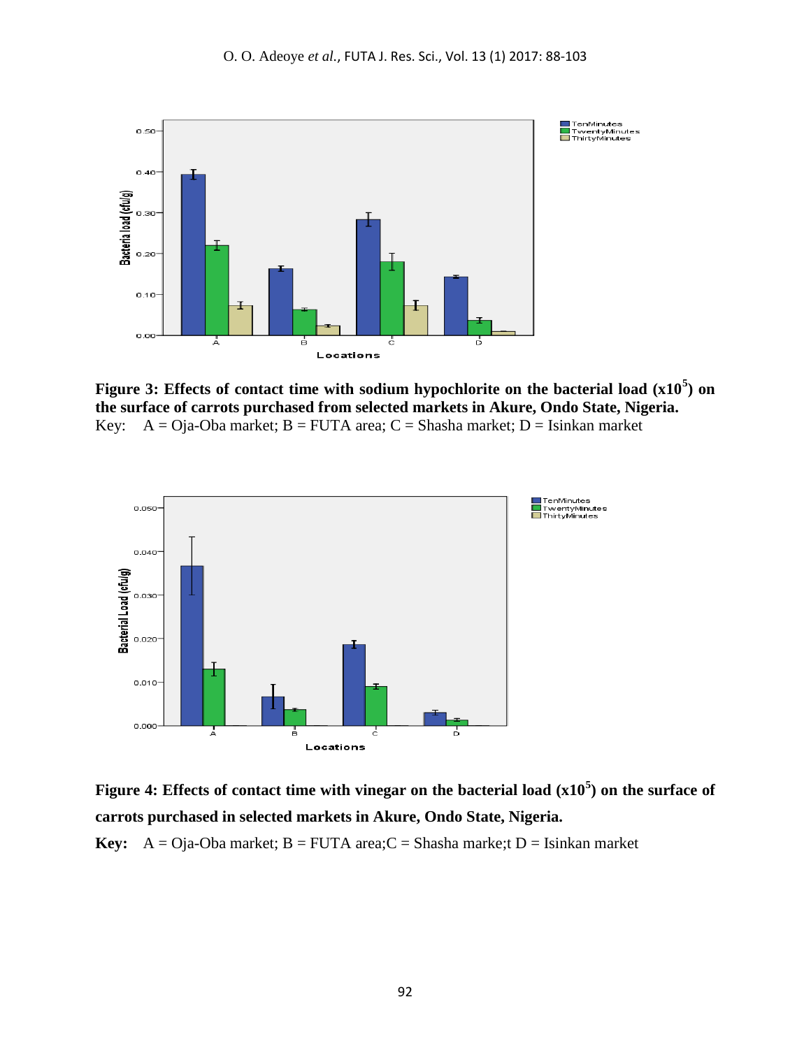**Figure 3: Effects of contact time with sodium hypochlorite on the bacterial load ($x10^5$) on the surface of carrots purchased from selected markets in Akure, Ondo State, Nigeria.**

Key: A = Oja-Oba market; B = FUTA area; C = Shasha market; D = Isinkan market

**Figure 4: Effects of contact time with vinegar on the bacterial load ($x10^5$) on the surface of carrots purchased in selected markets in Akure, Ondo State, Nigeria.**

**Key:** A = Oja-Oba market; B = FUTA area;C = Shasha marke;t D = Isinkan market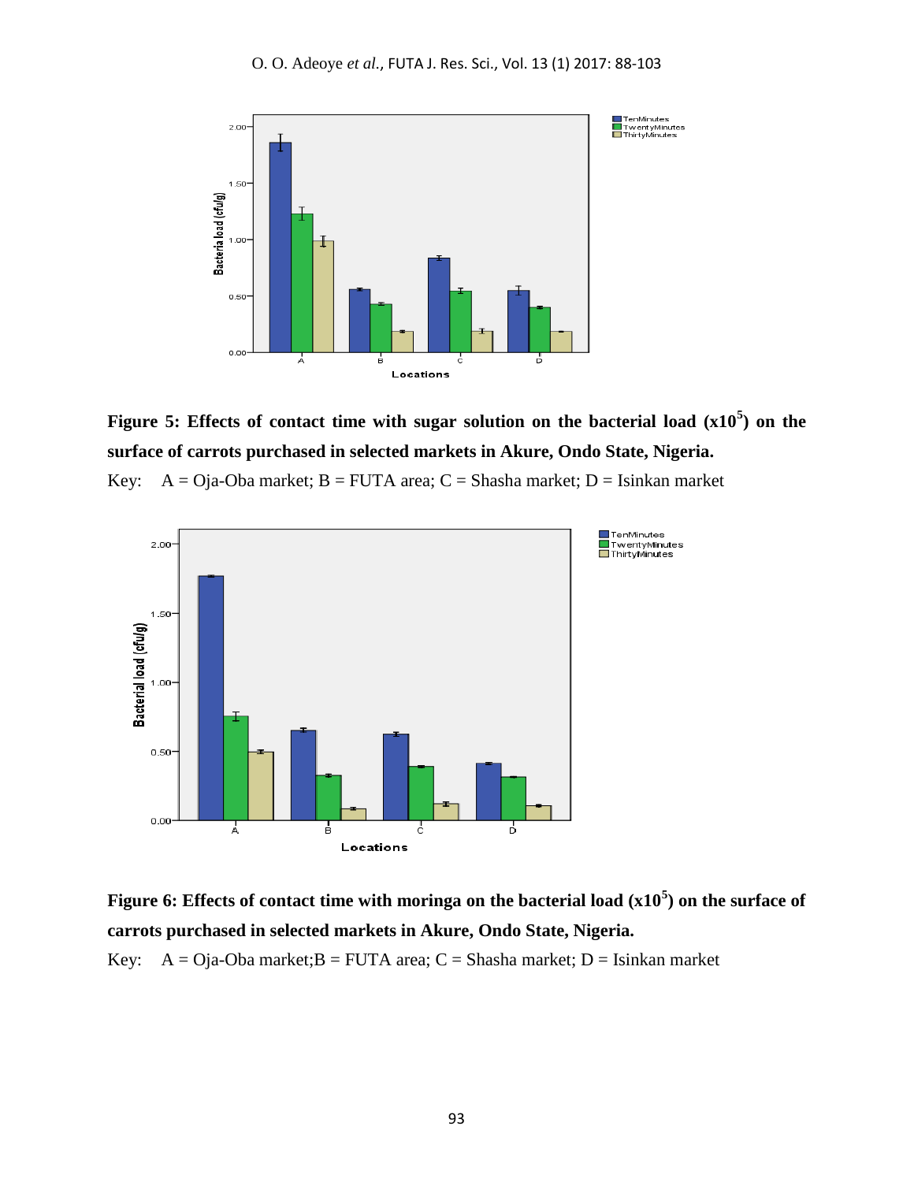**Figure 5: Effects of contact time with sugar solution on the bacterial load ($x10^5$) on the surface of carrots purchased in selected markets in Akure, Ondo State, Nigeria.**

Key: A = Oja-Oba market; B = FUTA area; C = Shasha market; D = Isinkan market

**Figure 6: Effects of contact time with moringa on the bacterial load ($x10^5$) on the surface of carrots purchased in selected markets in Akure, Ondo State, Nigeria.**

Key: A = Oja-Oba market;B = FUTA area; C = Shasha market; D = Isinkan market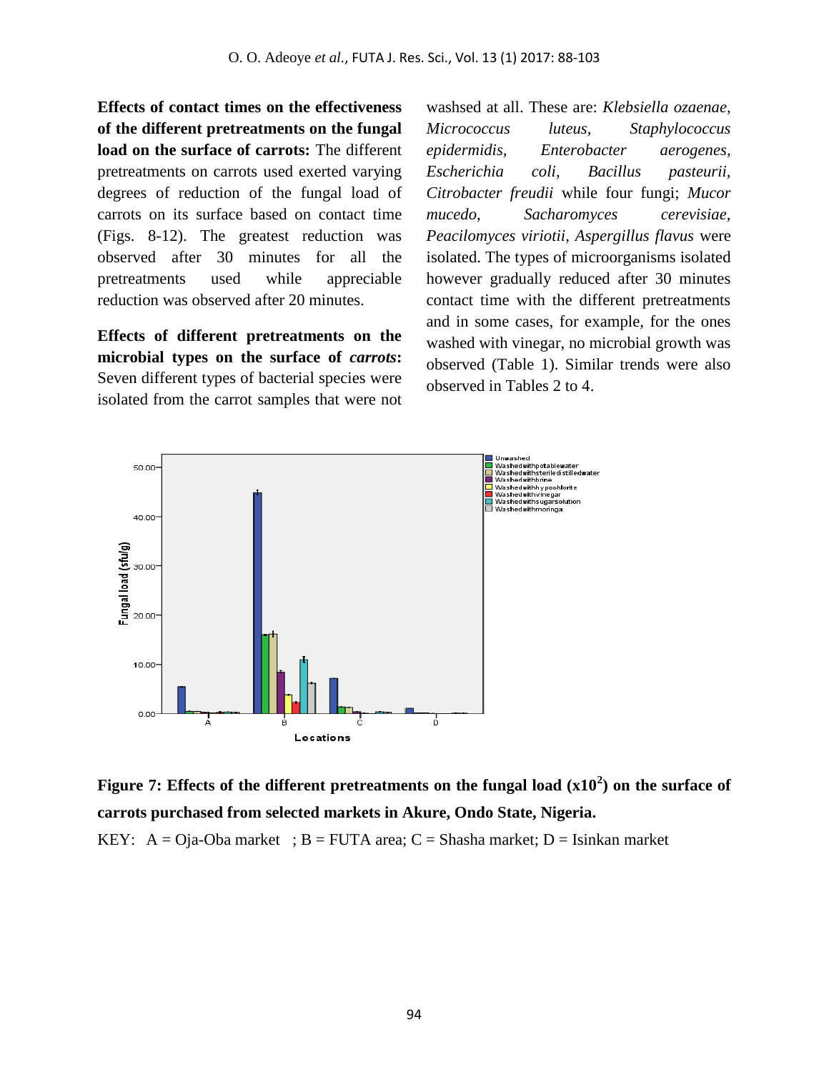**Effects of contact times on the effectiveness of the different pretreatments on the fungal load on the surface of carrots:** The different pretreatments on carrots used exerted varying degrees of reduction of the fungal load of carrots on its surface based on contact time (Figs. 8-12). The greatest reduction was observed after 30 minutes for all the pretreatments used while appreciable reduction was observed after 20 minutes.

**Effects of different pretreatments on the microbial types on the surface of *carrots*:** Seven different types of bacterial species were isolated from the carrot samples that were not washsed at all. These are: *Klebsiella ozaenae*, *Micrococcus luteus*, *Staphylococcus epidermidis*, *Enterobacter aerogenes*, *Escherichia coli*, *Bacillus pasteurii*, *Citrobacter freudii* while four fungi; *Mucor mucedo*, *Sacharomyces cerevisiae*, *Peacilomyces viriotii*, *Aspergillus flavus* were isolated. The types of microorganisms isolated however gradually reduced after 30 minutes contact time with the different pretreatments and in some cases, for example, for the ones washed with vinegar, no microbial growth was observed (Table 1). Similar trends were also observed in Tables 2 to 4.

**Figure 7: Effects of the different pretreatments on the fungal load ($x10^2$) on the surface of carrots purchased from selected markets in Akure, Ondo State, Nigeria.**

KEY: A = Oja-Oba market ; B = FUTA area; C = Shasha market; D = Isinkan market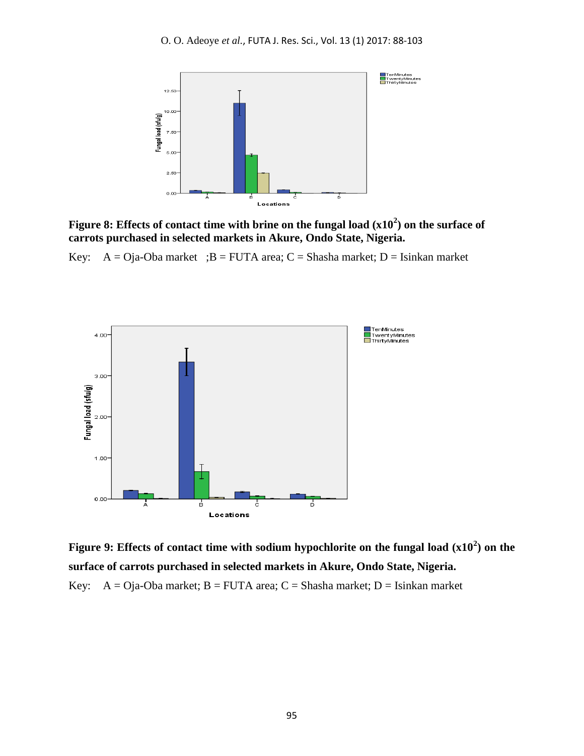**Figure 8: Effects of contact time with brine on the fungal load ($x10^2$) on the surface of carrots purchased in selected markets in Akure, Ondo State, Nigeria.**

Key: A = Oja-Oba market ;B = FUTA area; C = Shasha market; D = Isinkan market

**Figure 9: Effects of contact time with sodium hypochlorite on the fungal load ($x10^2$) on the surface of carrots purchased in selected markets in Akure, Ondo State, Nigeria.**

Key: A = Oja-Oba market; B = FUTA area; C = Shasha market; D = Isinkan market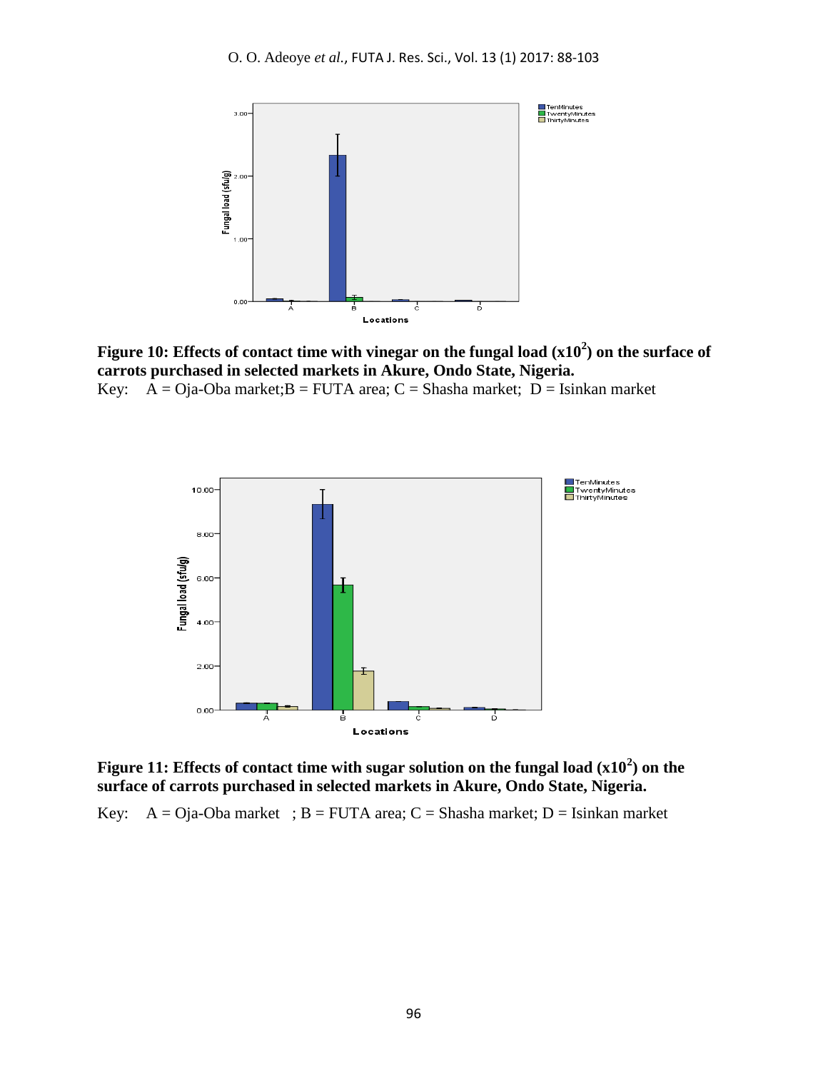**Figure 10: Effects of contact time with vinegar on the fungal load ($x10^2$) on the surface of carrots purchased in selected markets in Akure, Ondo State, Nigeria.**

Key: A = Oja-Oba market;B = FUTA area; C = Shasha market; D = Isinkan market

**Figure 11: Effects of contact time with sugar solution on the fungal load ($x10^2$) on the surface of carrots purchased in selected markets in Akure, Ondo State, Nigeria.**

Key: A = Oja-Oba market ; B = FUTA area; C = Shasha market; D = Isinkan market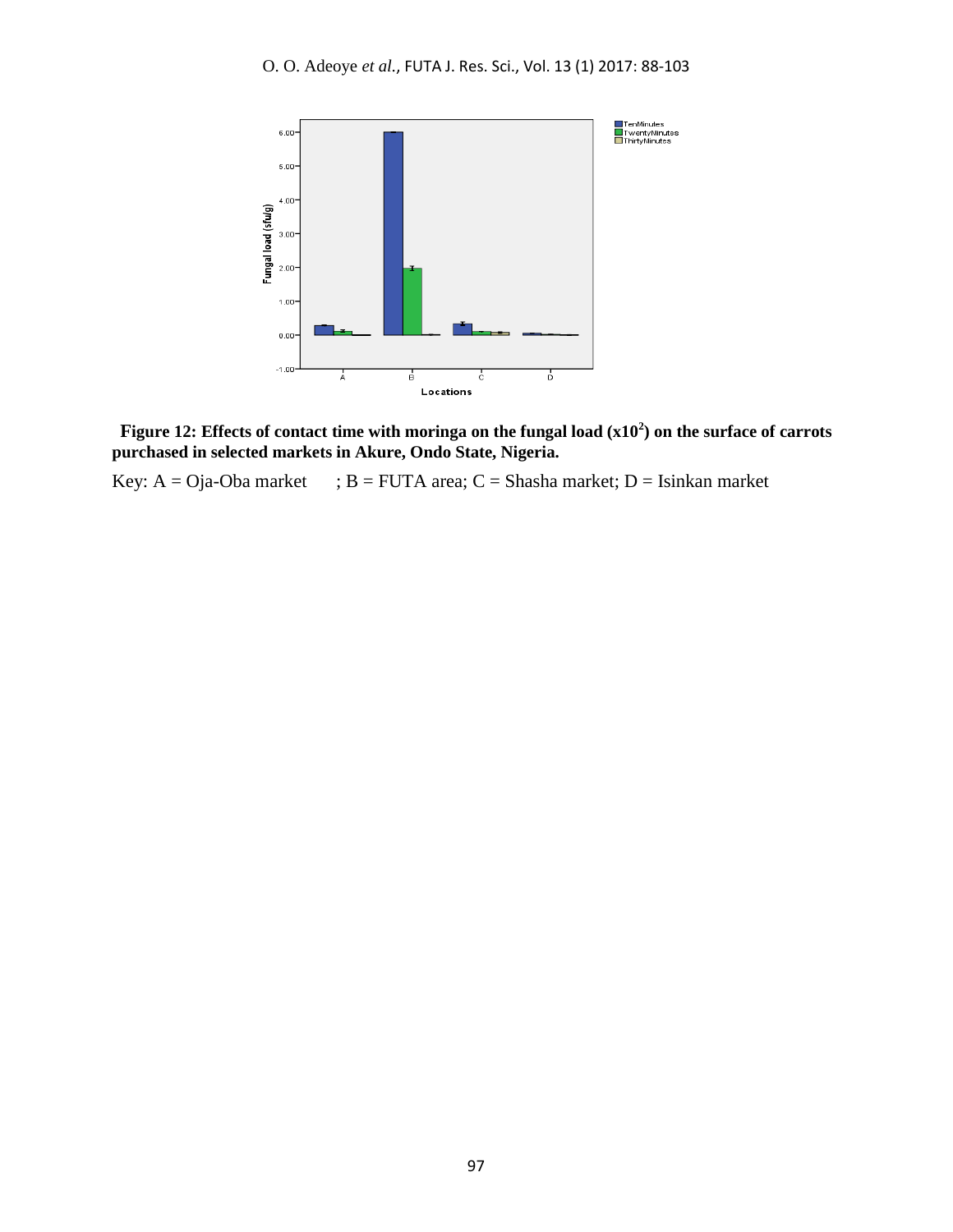**Figure 12: Effects of contact time with moringa on the fungal load ($x10^2$) on the surface of carrots purchased in selected markets in Akure, Ondo State, Nigeria.**

Key: A = Oja-Oba market ; B = FUTA area; C = Shasha market; D = Isinkan market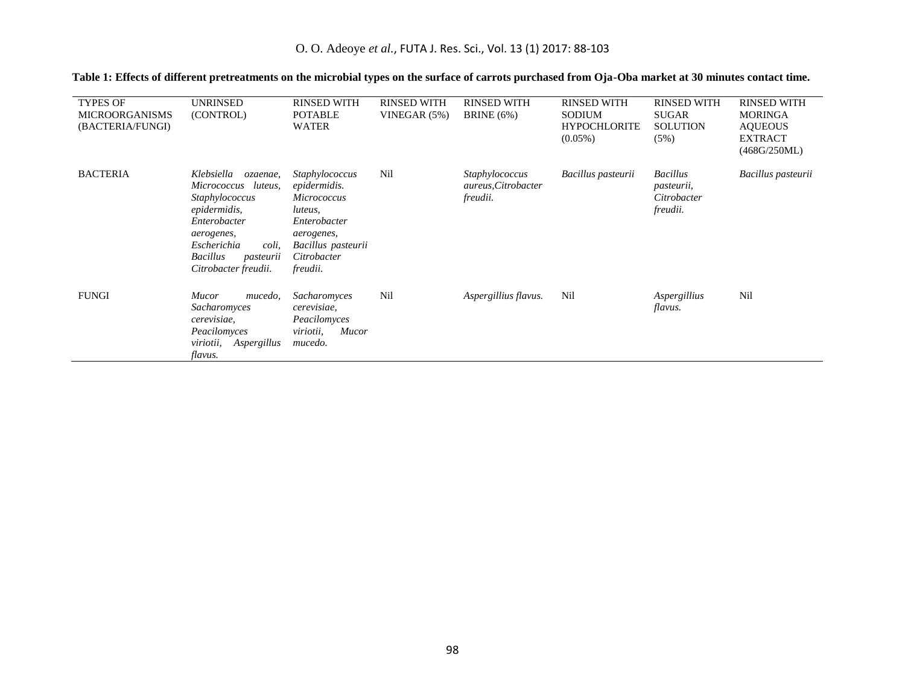**Table 1: Effects of different pretreatments on the microbial types on the surface of carrots purchased from Oja-Oba market at 30 minutes contact time.**

| TYPES OF MICROORGANISMS (BACTERIA/FUNGI) | UNRINSED (CONTROL) | RINSED WITH POTABLE WATER | RINSED WITH VINEGAR (5%) | RINSED WITH BRINE (6%) | RINSED WITH SODIUM HYPOCHLORITE (0.05%) | RINSED WITH SUGAR SOLUTION (5%) | RINSED WITH MORINGA AQUEOUS EXTRACT (468G/250ML) |
|---|---|---|---|---|---|---|---|
| BACTERIA | *Klebsiella ozaenae, Micrococcus luteus, Staphylococcus epidermidis, Enterobacter aerogenes, Escherichia coli, Bacillus pasteurii Citrobacter freudii.* | *Staphylococcus epidermidis. Micrococcus luteus, Enterobacter aerogenes, Bacillus pasteurii Citrobacter freudii.* | Nil | *Staphylococcus aureus,Citrobacter freudii.* | *Bacillus pasteurii* | *Bacillus pasteurii, Citrobacter freudii.* | *Bacillus pasteurii* |
| FUNGI | *Mucor mucedo, Sacharomyces cerevisiae, Peacilomyces viriotii, Aspergillus flavus.* | *Sacharomyces cerevisiae, Peacilomyces viriotii, Mucor mucedo.* | Nil | *Aspergillius flavus.* | Nil | *Aspergillius flavus.* | Nil |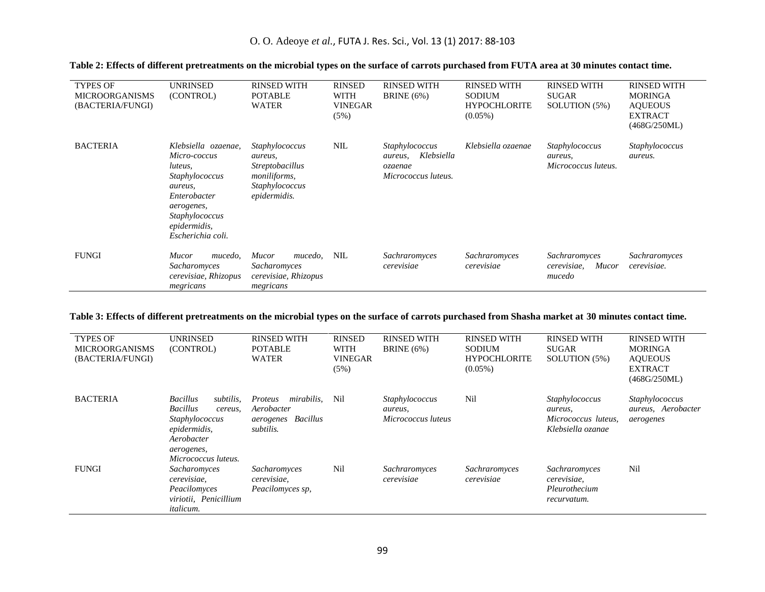**Table 2: Effects of different pretreatments on the microbial types on the surface of carrots purchased from FUTA area at 30 minutes contact time.**

| TYPES OF MICROORGANISMS (BACTERIA/FUNGI) | UNRINSED (CONTROL) | RINSED WITH POTABLE WATER | RINSED WITH VINEGAR (5%) | RINSED WITH BRINE (6%) | RINSED WITH SODIUM HYPOCHLORITE (0.05%) | RINSED WITH SUGAR SOLUTION (5%) | RINSED WITH MORINGA AQUEOUS EXTRACT (468G/250ML) |
|---|---|---|---|---|---|---|---|
| BACTERIA | *Klebsiella ozaenae, Micro-coccus luteus, Staphylococcus aureus, Enterobacter aerogenes, Staphylococcus epidermidis, Escherichia coli.* | *Staphylococcus aureus, Streptobacillus moniliforms, Staphylococcus epidermidis.* | NIL | *Staphylococcus aureus, Klebsiella ozaenae Micrococcus luteus.* | *Klebsiella ozaenae* | *Staphylococcus aureus, Micrococcus luteus.* | *Staphylococcus aureus.* |
| FUNGI | *Mucor mucedo, Sacharomyces cerevisiae, Rhizopus megricans* | *Mucor mucedo, Sacharomyces cerevisiae, Rhizopus megricans* | NIL | *Sachraromyces cerevisiae* | *Sachraromyces cerevisiae* | *Sachraromyces cerevisiae, Mucor mucedo* | *Sachraromyces cerevisiae.* |

**Table 3: Effects of different pretreatments on the microbial types on the surface of carrots purchased from Shasha market at 30 minutes contact time.**

| TYPES OF MICROORGANISMS (BACTERIA/FUNGI) | UNRINSED (CONTROL) | RINSED WITH POTABLE WATER | RINSED WITH VINEGAR (5%) | RINSED WITH BRINE (6%) | RINSED WITH SODIUM HYPOCHLORITE (0.05%) | RINSED WITH SUGAR SOLUTION (5%) | RINSED WITH MORINGA AQUEOUS EXTRACT (468G/250ML) |
|---|---|---|---|---|---|---|---|
| BACTERIA | *Bacillus subtilis, Bacillus cereus, Staphylococcus epidermidis, Aerobacter aerogenes, Micrococcus luteus.* | *Proteus mirabilis, Aerobacter aerogenes Bacillus subtilis.* | Nil | *Staphylococcus aureus, Micrococcus luteus* | Nil | *Staphylococcus aureus, Micrococcus luteus, Klebsiella ozanae* | *Staphylococcus aureus, Aerobacter aerogenes* |
| FUNGI | *Sacharomyces cerevisiae, Peacilomyces viriotii, Penicillium italicum.* | *Sacharomyces cerevisiae, Peacilomyces sp,* | Nil | *Sachraromyces cerevisiae* | *Sachraromyces cerevisiae* | *Sachraromyces cerevisiae, Pleurothecium recurvatum.* | Nil |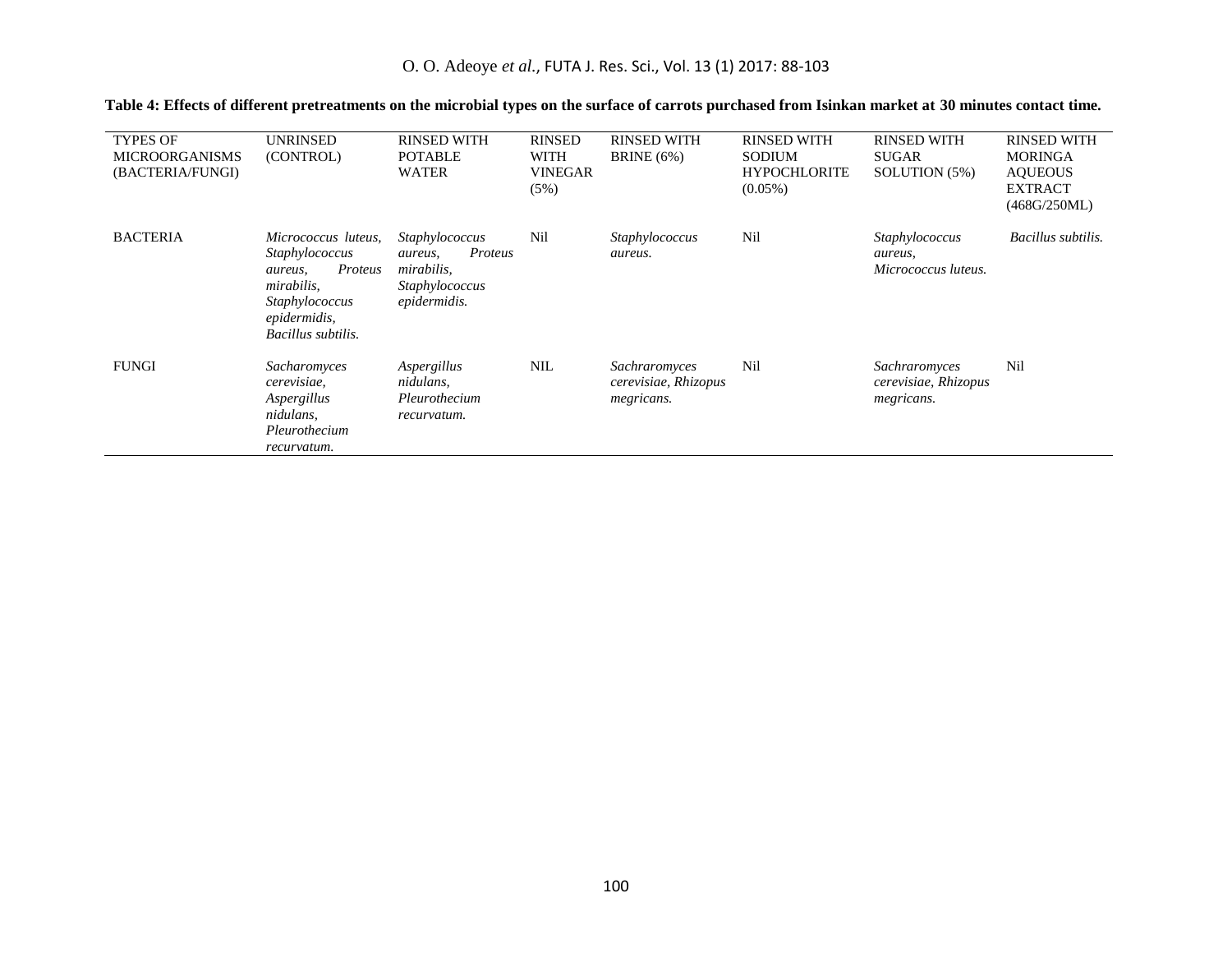**Table 4: Effects of different pretreatments on the microbial types on the surface of carrots purchased from Isinkan market at 30 minutes contact time.**

| TYPES OF MICROORGANISMS (BACTERIA/FUNGI) | UNRINSED (CONTROL) | RINSED WITH POTABLE WATER | RINSED WITH VINEGAR (5%) | RINSED WITH BRINE (6%) | RINSED WITH SODIUM HYPOCHLORITE (0.05%) | RINSED WITH SUGAR SOLUTION (5%) | RINSED WITH MORINGA AQUEOUS EXTRACT (468G/250ML) |
|---|---|---|---|---|---|---|---|
| BACTERIA | *Micrococcus luteus, Staphylococcus aureus, Proteus mirabilis, Staphylococcus epidermidis, Bacillus subtilis.* | *Staphylococcus aureus, Proteus mirabilis, Staphylococcus epidermidis.* | Nil | *Staphylococcus aureus.* | Nil | *Staphylococcus aureus, Micrococcus luteus.* | *Bacillus subtilis.* |
| FUNGI | *Sacharomyces cerevisiae, Aspergillus nidulans, Pleurothecium recurvatum.* | *Aspergillus nidulans, Pleurothecium recurvatum.* | NIL | *Sachraromyces cerevisiae, Rhizopus megricans.* | Nil | *Sachraromyces cerevisiae, Rhizopus megricans.* | Nil |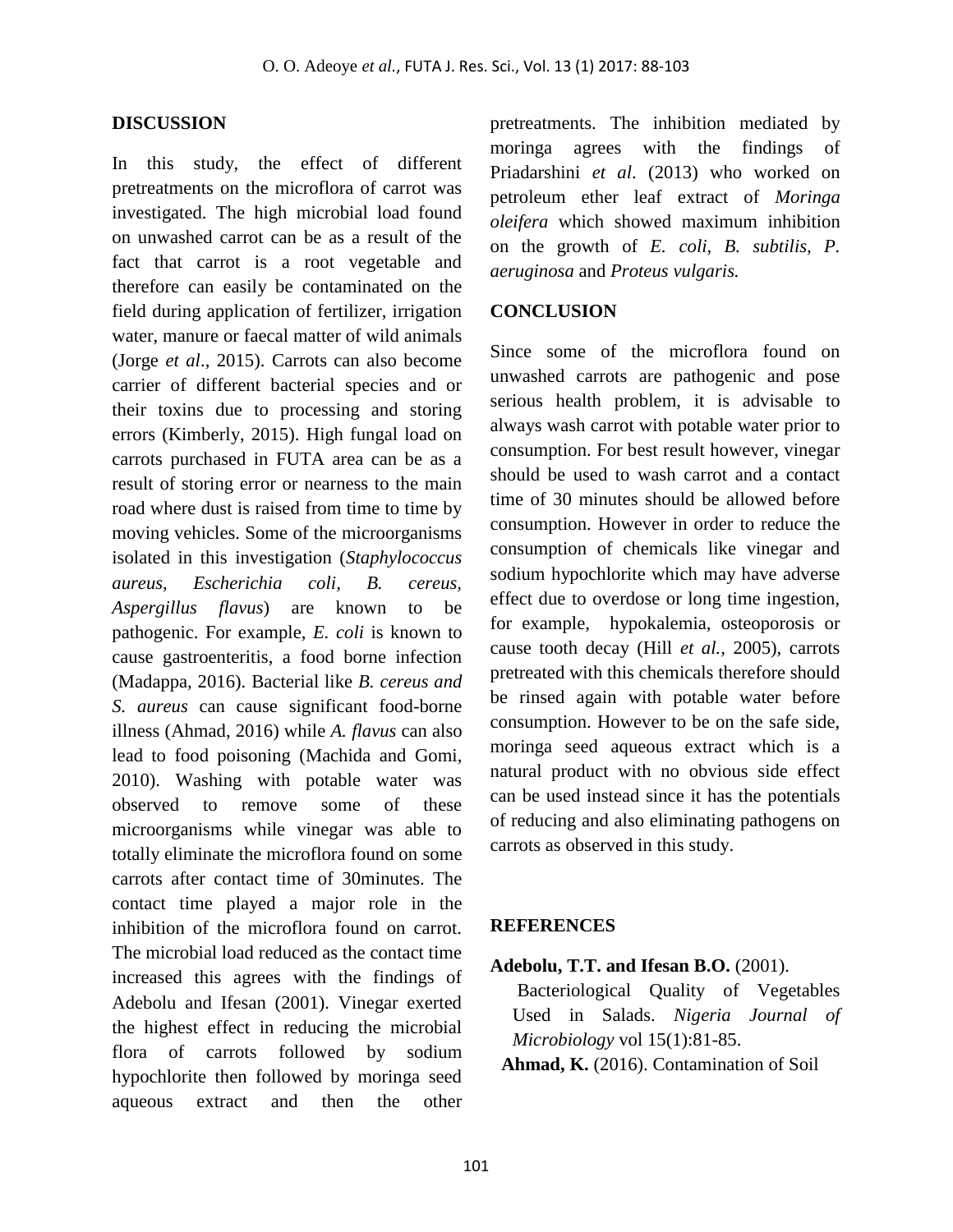## DISCUSSION

In this study, the effect of different pretreatments on the microflora of carrot was investigated. The high microbial load found on unwashed carrot can be as a result of the fact that carrot is a root vegetable and therefore can easily be contaminated on the field during application of fertilizer, irrigation water, manure or faecal matter of wild animals (Jorge *et al*., 2015). Carrots can also become carrier of different bacterial species and or their toxins due to processing and storing errors (Kimberly, 2015). High fungal load on carrots purchased in FUTA area can be as a result of storing error or nearness to the main road where dust is raised from time to time by moving vehicles. Some of the microorganisms isolated in this investigation (*Staphylococcus aureus, Escherichia coli, B. cereus, Aspergillus flavus*) are known to be pathogenic. For example, *E. coli* is known to cause gastroenteritis, a food borne infection (Madappa, 2016). Bacterial like *B. cereus and S. aureus* can cause significant food-borne illness (Ahmad, 2016) while *A. flavus* can also lead to food poisoning (Machida and Gomi, 2010). Washing with potable water was observed to remove some of these microorganisms while vinegar was able to totally eliminate the microflora found on some carrots after contact time of 30minutes. The contact time played a major role in the inhibition of the microflora found on carrot. The microbial load reduced as the contact time increased this agrees with the findings of Adebolu and Ifesan (2001). Vinegar exerted the highest effect in reducing the microbial flora of carrots followed by sodium hypochlorite then followed by moringa seed aqueous extract and then the other pretreatments. The inhibition mediated by moringa agrees with the findings of Priadarshini *et al*. (2013) who worked on petroleum ether leaf extract of *Moringa oleifera* which showed maximum inhibition on the growth of *E. coli, B. subtilis, P. aeruginosa* and *Proteus vulgaris.*

## CONCLUSION

Since some of the microflora found on unwashed carrots are pathogenic and pose serious health problem, it is advisable to always wash carrot with potable water prior to consumption. For best result however, vinegar should be used to wash carrot and a contact time of 30 minutes should be allowed before consumption. However in order to reduce the consumption of chemicals like vinegar and sodium hypochlorite which may have adverse effect due to overdose or long time ingestion, for example, hypokalemia, osteoporosis or cause tooth decay (Hill *et al.*, 2005), carrots pretreated with this chemicals therefore should be rinsed again with potable water before consumption. However to be on the safe side, moringa seed aqueous extract which is a natural product with no obvious side effect can be used instead since it has the potentials of reducing and also eliminating pathogens on carrots as observed in this study.

## REFERENCES

**Adebolu, T.T. and Ifesan B.O.** (2001). Bacteriological Quality of Vegetables Used in Salads. *Nigeria Journal of Microbiology* vol 15(1):81-85.

**Ahmad, K.** (2016). Contamination of Soil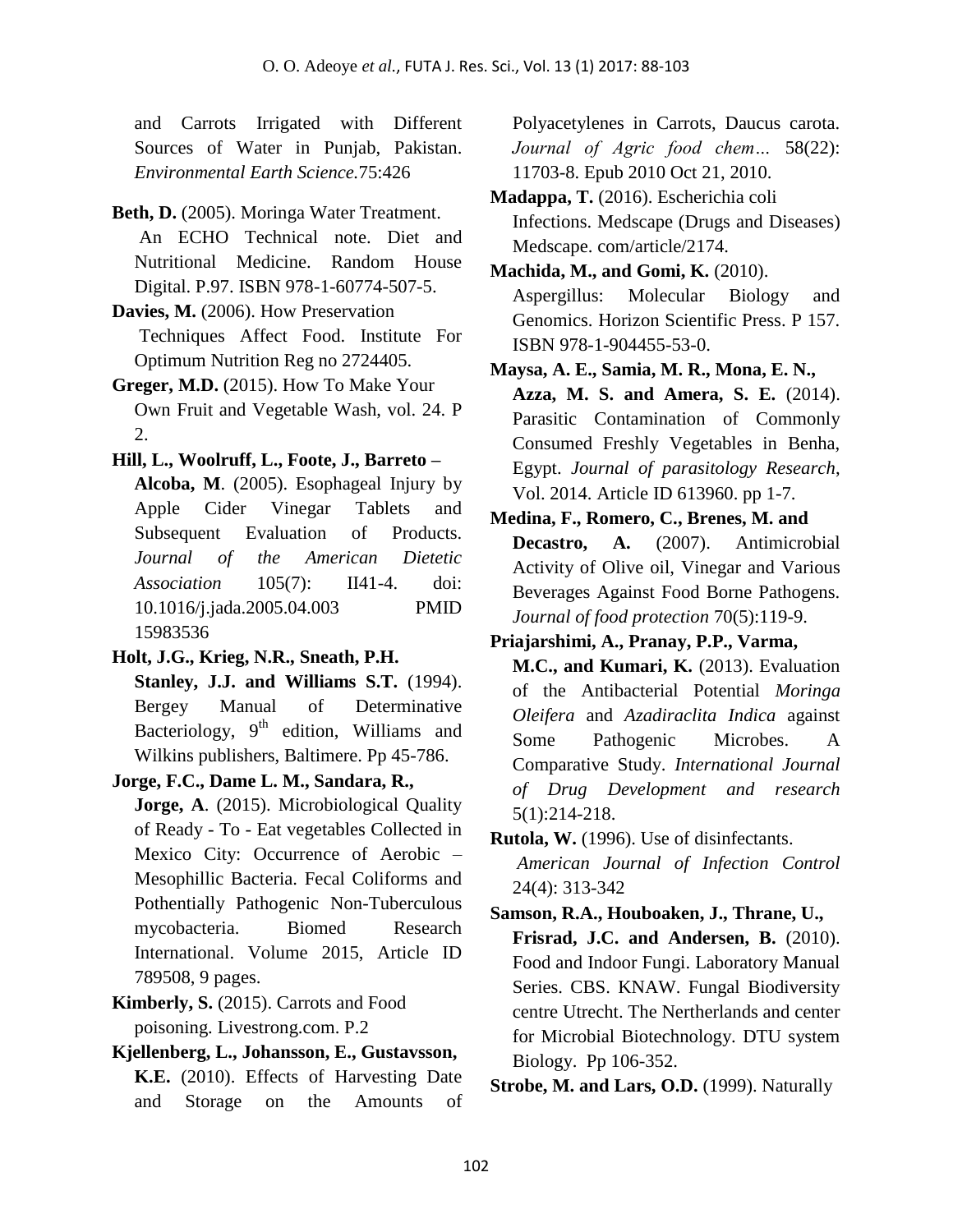and Carrots Irrigated with Different Sources of Water in Punjab, Pakistan. *Environmental Earth Science.*75:426

**Beth, D.** (2005). Moringa Water Treatment. An ECHO Technical note. Diet and Nutritional Medicine. Random House Digital. P.97. ISBN 978-1-60774-507-5.

**Davies, M.** (2006). How Preservation Techniques Affect Food. Institute For Optimum Nutrition Reg no 2724405.

**Greger, M.D.** (2015). How To Make Your Own Fruit and Vegetable Wash, vol. 24. P 2.

**Hill, L., Woolruff, L., Foote, J., Barreto – Alcoba, M**. (2005). Esophageal Injury by Apple Cider Vinegar Tablets and Subsequent Evaluation of Products. *Journal of the American Dietetic Association* 105(7): II41-4. doi: 10.1016/j.jada.2005.04.003 PMID 15983536

**Holt, J.G., Krieg, N.R., Sneath, P.H. Stanley, J.J. and Williams S.T.** (1994). Bergey Manual of Determinative Bacteriology, 9th edition, Williams and Wilkins publishers, Baltimere. Pp 45-786.

**Jorge, F.C., Dame L. M., Sandara, R., Jorge, A**. (2015). Microbiological Quality of Ready - To - Eat vegetables Collected in Mexico City: Occurrence of Aerobic – Mesophillic Bacteria. Fecal Coliforms and Pothentially Pathogenic Non-Tuberculous mycobacteria. Biomed Research International. Volume 2015, Article ID 789508, 9 pages.

**Kimberly, S.** (2015). Carrots and Food poisoning. Livestrong.com. P.2

**Kjellenberg, L., Johansson, E., Gustavsson, K.E.** (2010). Effects of Harvesting Date and Storage on the Amounts of Polyacetylenes in Carrots, Daucus carota. *Journal of Agric food chem…* 58(22): 11703-8. Epub 2010 Oct 21, 2010.

**Madappa, T.** (2016). Escherichia coli Infections. Medscape (Drugs and Diseases) Medscape. com/article/2174.

**Machida, M., and Gomi, K.** (2010). Aspergillus: Molecular Biology and Genomics. Horizon Scientific Press. P 157. ISBN 978-1-904455-53-0.

**Maysa, A. E., Samia, M. R., Mona, E. N., Azza, M. S. and Amera, S. E.** (2014). Parasitic Contamination of Commonly Consumed Freshly Vegetables in Benha, Egypt. *Journal of parasitology Research*, Vol. 2014. Article ID 613960. pp 1-7.

**Medina, F., Romero, C., Brenes, M. and Decastro, A.** (2007). Antimicrobial Activity of Olive oil, Vinegar and Various Beverages Against Food Borne Pathogens. *Journal of food protection* 70(5):119-9.

**Priajarshimi, A., Pranay, P.P., Varma, M.C., and Kumari, K.** (2013). Evaluation of the Antibacterial Potential *Moringa Oleifera* and *Azadiraclita Indica* against Some Pathogenic Microbes. A Comparative Study. *International Journal of Drug Development and research* 5(1):214-218.

**Rutola, W.** (1996). Use of disinfectants. *American Journal of Infection Control* 24(4): 313-342

**Samson, R.A., Houboaken, J., Thrane, U., Frisrad, J.C. and Andersen, B.** (2010). Food and Indoor Fungi. Laboratory Manual Series. CBS. KNAW. Fungal Biodiversity centre Utrecht. The Nertherlands and center for Microbial Biotechnology. DTU system Biology. Pp 106-352.

**Strobe, M. and Lars, O.D.** (1999). Naturally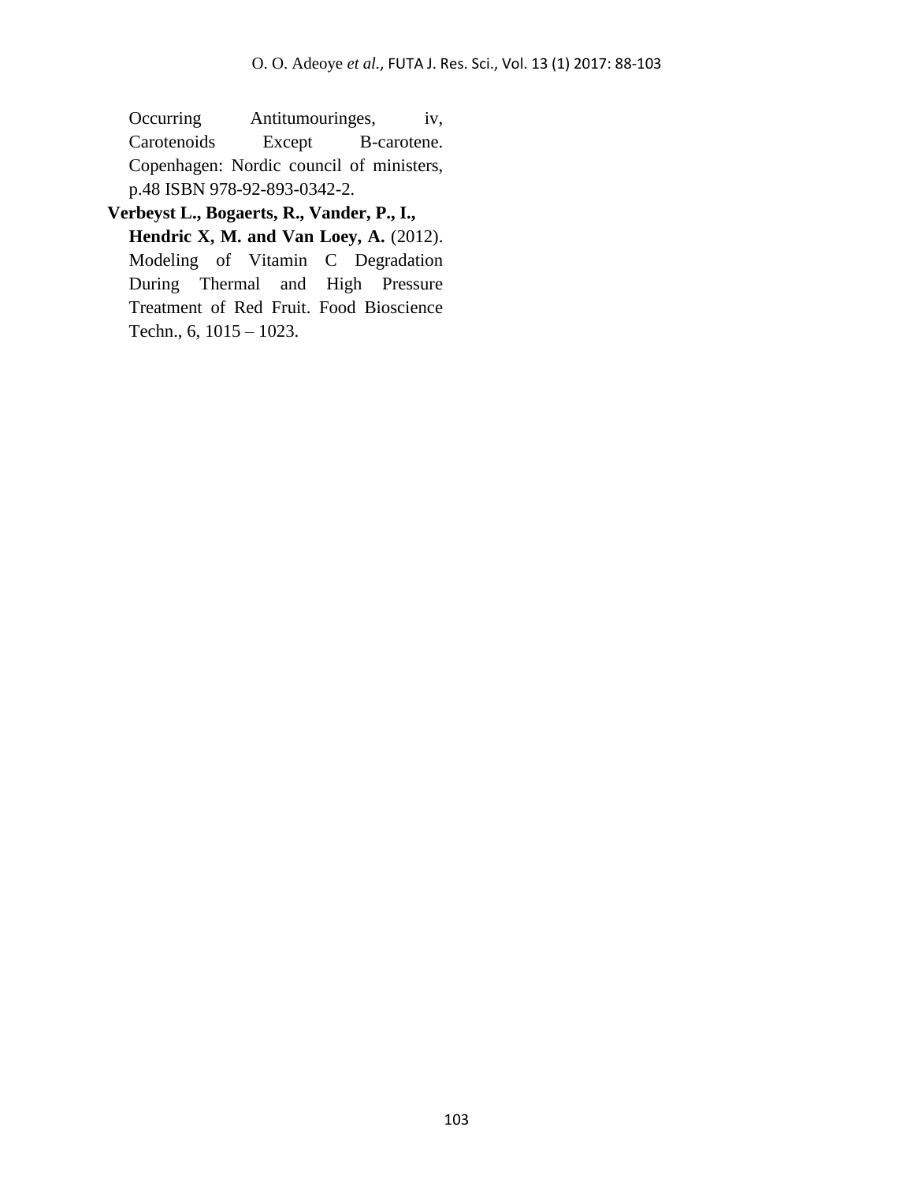Occurring Antitumouringes, iv, Carotenoids Except B-carotene. Copenhagen: Nordic council of ministers, p.48 ISBN 978-92-893-0342-2.

**Verbeyst L., Bogaerts, R., Vander, P., I., Hendric X, M. and Van Loey, A.** (2012). Modeling of Vitamin C Degradation During Thermal and High Pressure Treatment of Red Fruit. Food Bioscience Techn., 6, 1015 – 1023.